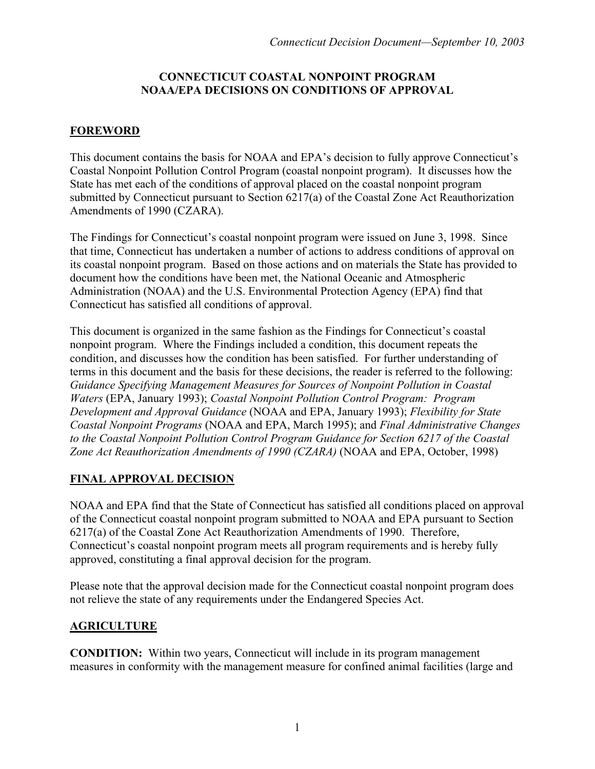# CONNECTICUT COASTAL NONPOINT PROGRAM
# NOAA/EPA DECISIONS ON CONDITIONS OF APPROVAL

## FOREWORD

This document contains the basis for NOAA and EPA's decision to fully approve Connecticut's Coastal Nonpoint Pollution Control Program (coastal nonpoint program). It discusses how the State has met each of the conditions of approval placed on the coastal nonpoint program submitted by Connecticut pursuant to Section 6217(a) of the Coastal Zone Act Reauthorization Amendments of 1990 (CZARA).

The Findings for Connecticut's coastal nonpoint program were issued on June 3, 1998. Since that time, Connecticut has undertaken a number of actions to address conditions of approval on its coastal nonpoint program. Based on those actions and on materials the State has provided to document how the conditions have been met, the National Oceanic and Atmospheric Administration (NOAA) and the U.S. Environmental Protection Agency (EPA) find that Connecticut has satisfied all conditions of approval.

This document is organized in the same fashion as the Findings for Connecticut's coastal nonpoint program. Where the Findings included a condition, this document repeats the condition, and discusses how the condition has been satisfied. For further understanding of terms in this document and the basis for these decisions, the reader is referred to the following: *Guidance Specifying Management Measures for Sources of Nonpoint Pollution in Coastal Waters* (EPA, January 1993); *Coastal Nonpoint Pollution Control Program: Program Development and Approval Guidance* (NOAA and EPA, January 1993); *Flexibility for State Coastal Nonpoint Programs* (NOAA and EPA, March 1995); and *Final Administrative Changes to the Coastal Nonpoint Pollution Control Program Guidance for Section 6217 of the Coastal Zone Act Reauthorization Amendments of 1990 (CZARA)* (NOAA and EPA, October, 1998)

## FINAL APPROVAL DECISION

NOAA and EPA find that the State of Connecticut has satisfied all conditions placed on approval of the Connecticut coastal nonpoint program submitted to NOAA and EPA pursuant to Section 6217(a) of the Coastal Zone Act Reauthorization Amendments of 1990. Therefore, Connecticut's coastal nonpoint program meets all program requirements and is hereby fully approved, constituting a final approval decision for the program.

Please note that the approval decision made for the Connecticut coastal nonpoint program does not relieve the state of any requirements under the Endangered Species Act.

## AGRICULTURE

**CONDITION:** Within two years, Connecticut will include in its program management measures in conformity with the management measure for confined animal facilities (large and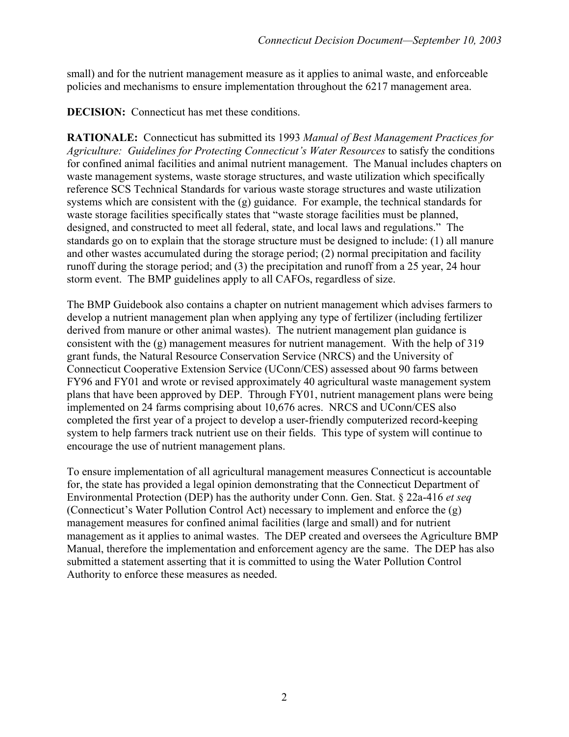small) and for the nutrient management measure as it applies to animal waste, and enforceable policies and mechanisms to ensure implementation throughout the 6217 management area.

**DECISION:** Connecticut has met these conditions.

**RATIONALE:** Connecticut has submitted its 1993 *Manual of Best Management Practices for Agriculture: Guidelines for Protecting Connecticut's Water Resources* to satisfy the conditions for confined animal facilities and animal nutrient management. The Manual includes chapters on waste management systems, waste storage structures, and waste utilization which specifically reference SCS Technical Standards for various waste storage structures and waste utilization systems which are consistent with the (g) guidance. For example, the technical standards for waste storage facilities specifically states that "waste storage facilities must be planned, designed, and constructed to meet all federal, state, and local laws and regulations." The standards go on to explain that the storage structure must be designed to include: (1) all manure and other wastes accumulated during the storage period; (2) normal precipitation and facility runoff during the storage period; and (3) the precipitation and runoff from a 25 year, 24 hour storm event. The BMP guidelines apply to all CAFOs, regardless of size.

The BMP Guidebook also contains a chapter on nutrient management which advises farmers to develop a nutrient management plan when applying any type of fertilizer (including fertilizer derived from manure or other animal wastes). The nutrient management plan guidance is consistent with the (g) management measures for nutrient management. With the help of 319 grant funds, the Natural Resource Conservation Service (NRCS) and the University of Connecticut Cooperative Extension Service (UConn/CES) assessed about 90 farms between FY96 and FY01 and wrote or revised approximately 40 agricultural waste management system plans that have been approved by DEP. Through FY01, nutrient management plans were being implemented on 24 farms comprising about 10,676 acres. NRCS and UConn/CES also completed the first year of a project to develop a user-friendly computerized record-keeping system to help farmers track nutrient use on their fields. This type of system will continue to encourage the use of nutrient management plans.

To ensure implementation of all agricultural management measures Connecticut is accountable for, the state has provided a legal opinion demonstrating that the Connecticut Department of Environmental Protection (DEP) has the authority under Conn. Gen. Stat. § 22a-416 *et seq* (Connecticut's Water Pollution Control Act) necessary to implement and enforce the (g) management measures for confined animal facilities (large and small) and for nutrient management as it applies to animal wastes. The DEP created and oversees the Agriculture BMP Manual, therefore the implementation and enforcement agency are the same. The DEP has also submitted a statement asserting that it is committed to using the Water Pollution Control Authority to enforce these measures as needed.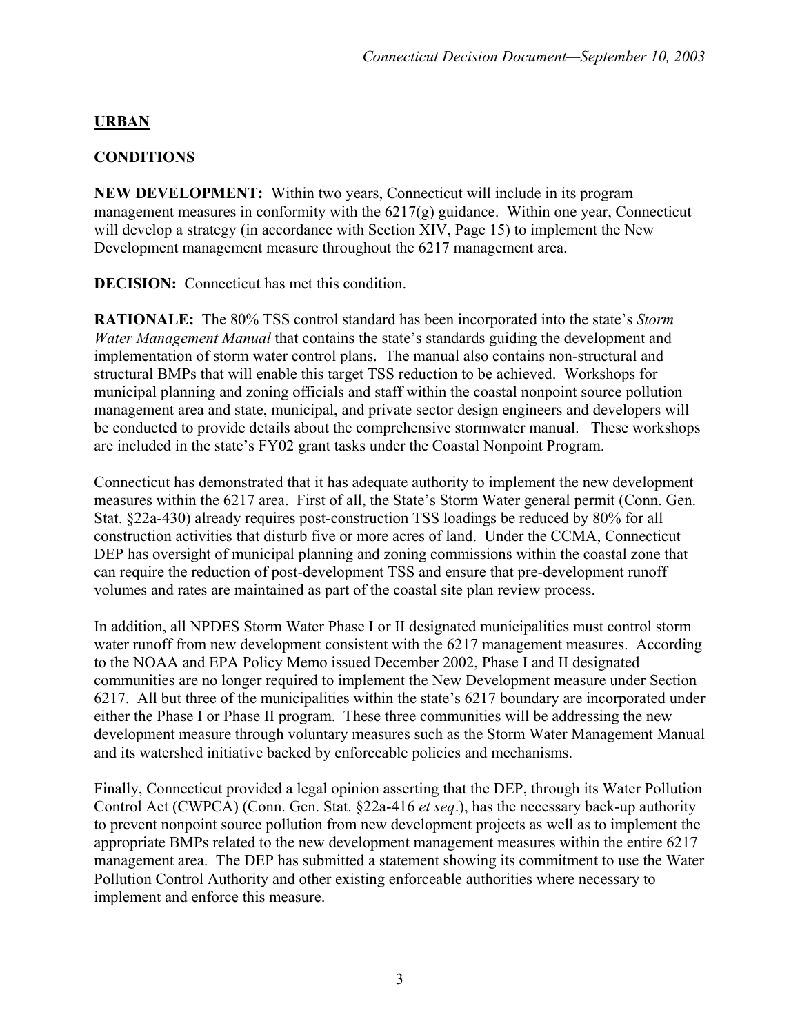**URBAN**

**CONDITIONS**

**NEW DEVELOPMENT:** Within two years, Connecticut will include in its program management measures in conformity with the 6217(g) guidance. Within one year, Connecticut will develop a strategy (in accordance with Section XIV, Page 15) to implement the New Development management measure throughout the 6217 management area.

**DECISION:** Connecticut has met this condition.

**RATIONALE:** The 80% TSS control standard has been incorporated into the state's *Storm Water Management Manual* that contains the state's standards guiding the development and implementation of storm water control plans. The manual also contains non-structural and structural BMPs that will enable this target TSS reduction to be achieved. Workshops for municipal planning and zoning officials and staff within the coastal nonpoint source pollution management area and state, municipal, and private sector design engineers and developers will be conducted to provide details about the comprehensive stormwater manual. These workshops are included in the state's FY02 grant tasks under the Coastal Nonpoint Program.

Connecticut has demonstrated that it has adequate authority to implement the new development measures within the 6217 area. First of all, the State's Storm Water general permit (Conn. Gen. Stat. §22a-430) already requires post-construction TSS loadings be reduced by 80% for all construction activities that disturb five or more acres of land. Under the CCMA, Connecticut DEP has oversight of municipal planning and zoning commissions within the coastal zone that can require the reduction of post-development TSS and ensure that pre-development runoff volumes and rates are maintained as part of the coastal site plan review process.

In addition, all NPDES Storm Water Phase I or II designated municipalities must control storm water runoff from new development consistent with the 6217 management measures. According to the NOAA and EPA Policy Memo issued December 2002, Phase I and II designated communities are no longer required to implement the New Development measure under Section 6217. All but three of the municipalities within the state's 6217 boundary are incorporated under either the Phase I or Phase II program. These three communities will be addressing the new development measure through voluntary measures such as the Storm Water Management Manual and its watershed initiative backed by enforceable policies and mechanisms.

Finally, Connecticut provided a legal opinion asserting that the DEP, through its Water Pollution Control Act (CWPCA) (Conn. Gen. Stat. §22a-416 *et seq*.), has the necessary back-up authority to prevent nonpoint source pollution from new development projects as well as to implement the appropriate BMPs related to the new development management measures within the entire 6217 management area. The DEP has submitted a statement showing its commitment to use the Water Pollution Control Authority and other existing enforceable authorities where necessary to implement and enforce this measure.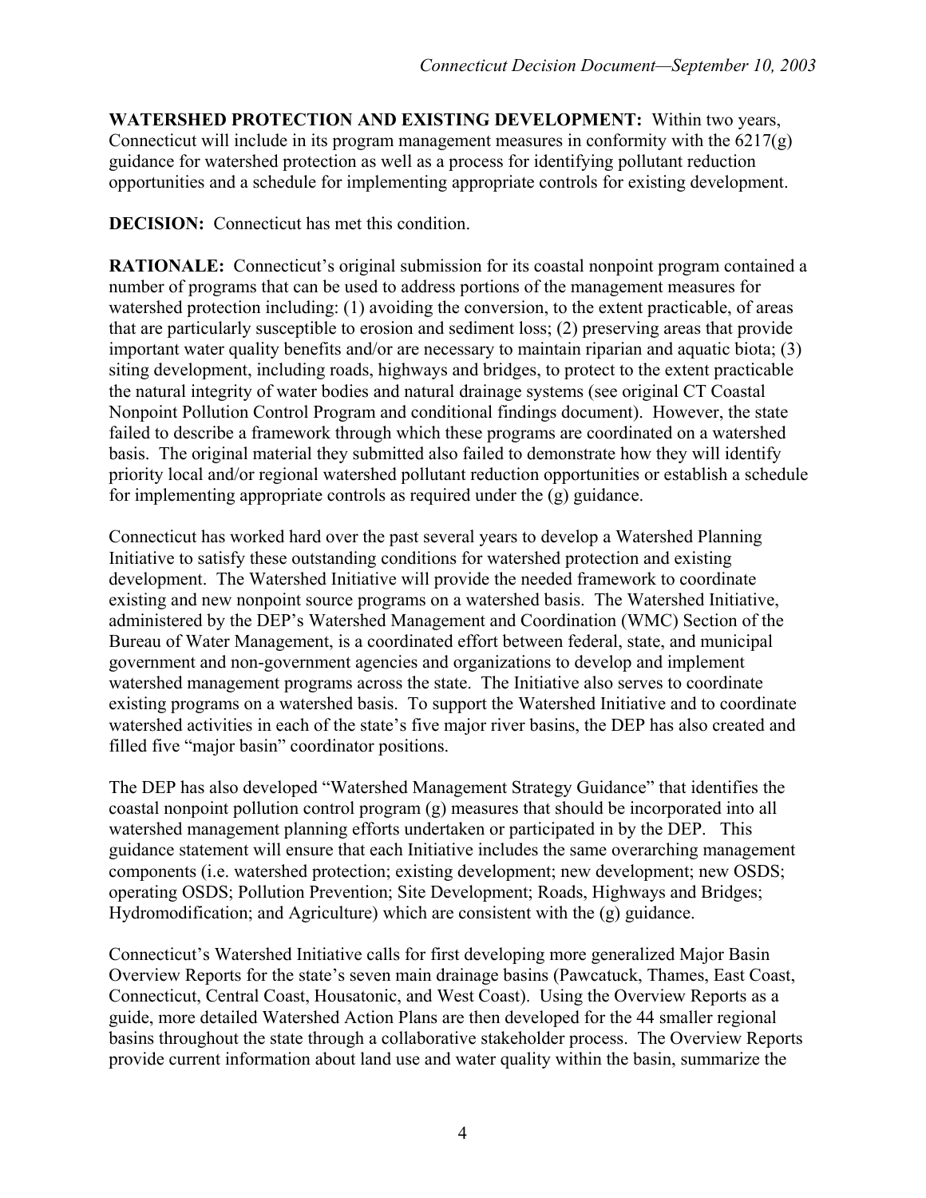**WATERSHED PROTECTION AND EXISTING DEVELOPMENT:** Within two years, Connecticut will include in its program management measures in conformity with the 6217(g) guidance for watershed protection as well as a process for identifying pollutant reduction opportunities and a schedule for implementing appropriate controls for existing development.

**DECISION:** Connecticut has met this condition.

**RATIONALE:** Connecticut's original submission for its coastal nonpoint program contained a number of programs that can be used to address portions of the management measures for watershed protection including: (1) avoiding the conversion, to the extent practicable, of areas that are particularly susceptible to erosion and sediment loss; (2) preserving areas that provide important water quality benefits and/or are necessary to maintain riparian and aquatic biota; (3) siting development, including roads, highways and bridges, to protect to the extent practicable the natural integrity of water bodies and natural drainage systems (see original CT Coastal Nonpoint Pollution Control Program and conditional findings document). However, the state failed to describe a framework through which these programs are coordinated on a watershed basis. The original material they submitted also failed to demonstrate how they will identify priority local and/or regional watershed pollutant reduction opportunities or establish a schedule for implementing appropriate controls as required under the (g) guidance.

Connecticut has worked hard over the past several years to develop a Watershed Planning Initiative to satisfy these outstanding conditions for watershed protection and existing development. The Watershed Initiative will provide the needed framework to coordinate existing and new nonpoint source programs on a watershed basis. The Watershed Initiative, administered by the DEP's Watershed Management and Coordination (WMC) Section of the Bureau of Water Management, is a coordinated effort between federal, state, and municipal government and non-government agencies and organizations to develop and implement watershed management programs across the state. The Initiative also serves to coordinate existing programs on a watershed basis. To support the Watershed Initiative and to coordinate watershed activities in each of the state's five major river basins, the DEP has also created and filled five "major basin" coordinator positions.

The DEP has also developed "Watershed Management Strategy Guidance" that identifies the coastal nonpoint pollution control program (g) measures that should be incorporated into all watershed management planning efforts undertaken or participated in by the DEP. This guidance statement will ensure that each Initiative includes the same overarching management components (i.e. watershed protection; existing development; new development; new OSDS; operating OSDS; Pollution Prevention; Site Development; Roads, Highways and Bridges; Hydromodification; and Agriculture) which are consistent with the (g) guidance.

Connecticut's Watershed Initiative calls for first developing more generalized Major Basin Overview Reports for the state's seven main drainage basins (Pawcatuck, Thames, East Coast, Connecticut, Central Coast, Housatonic, and West Coast). Using the Overview Reports as a guide, more detailed Watershed Action Plans are then developed for the 44 smaller regional basins throughout the state through a collaborative stakeholder process. The Overview Reports provide current information about land use and water quality within the basin, summarize the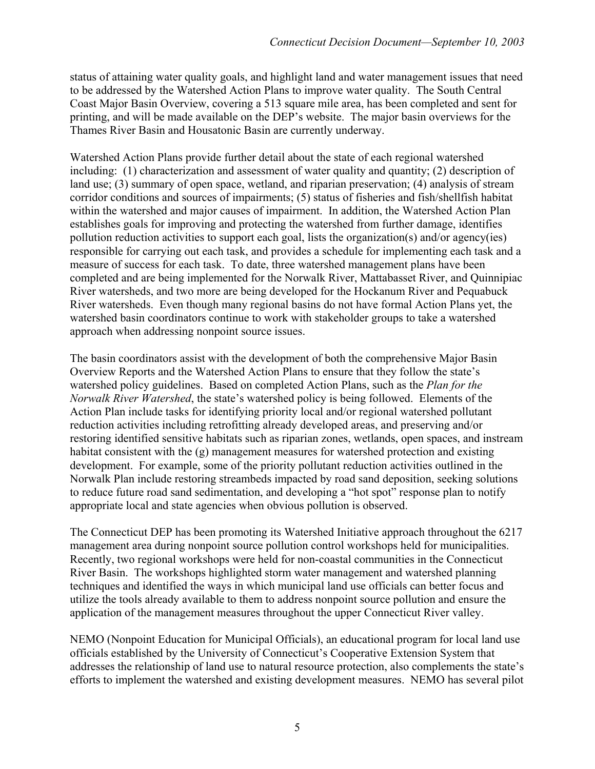status of attaining water quality goals, and highlight land and water management issues that need to be addressed by the Watershed Action Plans to improve water quality. The South Central Coast Major Basin Overview, covering a 513 square mile area, has been completed and sent for printing, and will be made available on the DEP's website. The major basin overviews for the Thames River Basin and Housatonic Basin are currently underway.

Watershed Action Plans provide further detail about the state of each regional watershed including: (1) characterization and assessment of water quality and quantity; (2) description of land use; (3) summary of open space, wetland, and riparian preservation; (4) analysis of stream corridor conditions and sources of impairments; (5) status of fisheries and fish/shellfish habitat within the watershed and major causes of impairment. In addition, the Watershed Action Plan establishes goals for improving and protecting the watershed from further damage, identifies pollution reduction activities to support each goal, lists the organization(s) and/or agency(ies) responsible for carrying out each task, and provides a schedule for implementing each task and a measure of success for each task. To date, three watershed management plans have been completed and are being implemented for the Norwalk River, Mattabasset River, and Quinnipiac River watersheds, and two more are being developed for the Hockanum River and Pequabuck River watersheds. Even though many regional basins do not have formal Action Plans yet, the watershed basin coordinators continue to work with stakeholder groups to take a watershed approach when addressing nonpoint source issues.

The basin coordinators assist with the development of both the comprehensive Major Basin Overview Reports and the Watershed Action Plans to ensure that they follow the state's watershed policy guidelines. Based on completed Action Plans, such as the *Plan for the Norwalk River Watershed*, the state's watershed policy is being followed. Elements of the Action Plan include tasks for identifying priority local and/or regional watershed pollutant reduction activities including retrofitting already developed areas, and preserving and/or restoring identified sensitive habitats such as riparian zones, wetlands, open spaces, and instream habitat consistent with the (g) management measures for watershed protection and existing development. For example, some of the priority pollutant reduction activities outlined in the Norwalk Plan include restoring streambeds impacted by road sand deposition, seeking solutions to reduce future road sand sedimentation, and developing a "hot spot" response plan to notify appropriate local and state agencies when obvious pollution is observed.

The Connecticut DEP has been promoting its Watershed Initiative approach throughout the 6217 management area during nonpoint source pollution control workshops held for municipalities. Recently, two regional workshops were held for non-coastal communities in the Connecticut River Basin. The workshops highlighted storm water management and watershed planning techniques and identified the ways in which municipal land use officials can better focus and utilize the tools already available to them to address nonpoint source pollution and ensure the application of the management measures throughout the upper Connecticut River valley.

NEMO (Nonpoint Education for Municipal Officials), an educational program for local land use officials established by the University of Connecticut's Cooperative Extension System that addresses the relationship of land use to natural resource protection, also complements the state's efforts to implement the watershed and existing development measures. NEMO has several pilot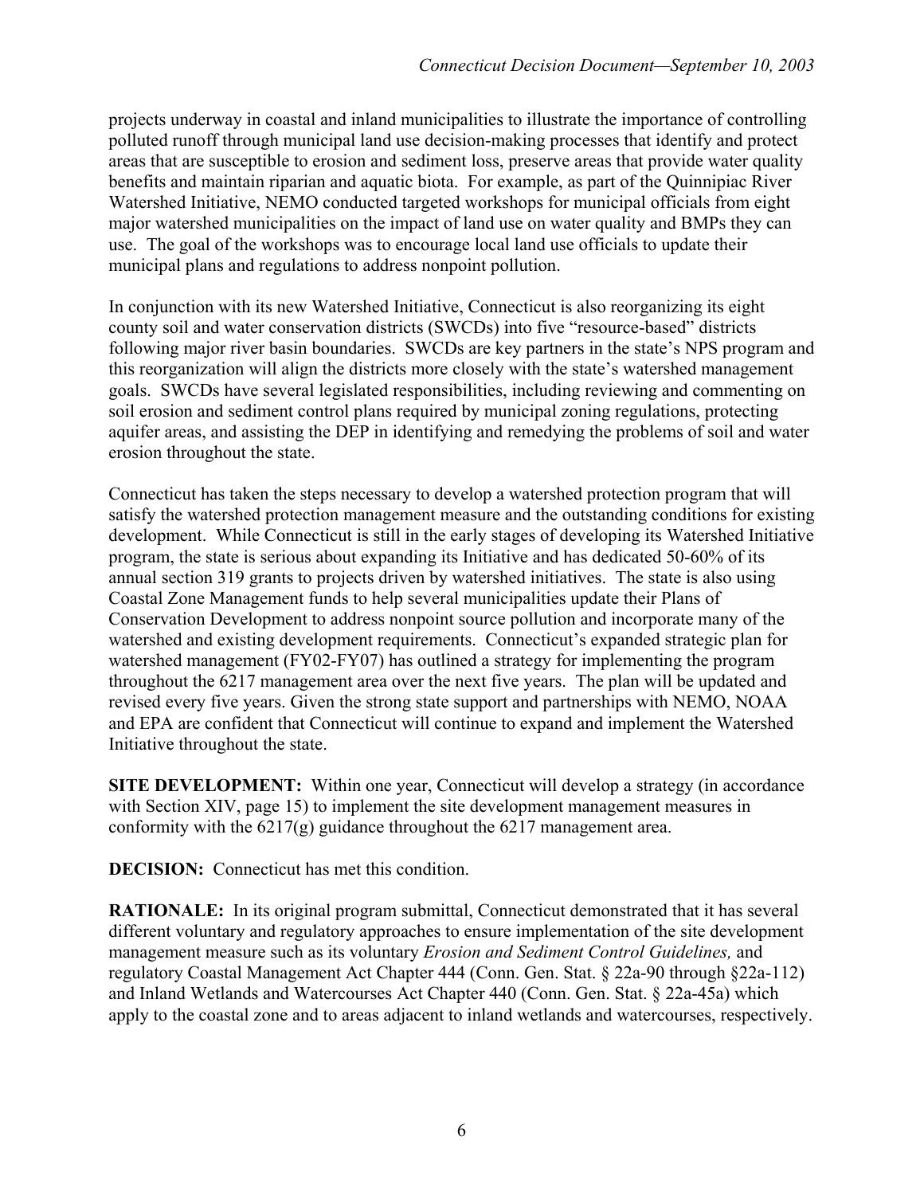projects underway in coastal and inland municipalities to illustrate the importance of controlling polluted runoff through municipal land use decision-making processes that identify and protect areas that are susceptible to erosion and sediment loss, preserve areas that provide water quality benefits and maintain riparian and aquatic biota. For example, as part of the Quinnipiac River Watershed Initiative, NEMO conducted targeted workshops for municipal officials from eight major watershed municipalities on the impact of land use on water quality and BMPs they can use. The goal of the workshops was to encourage local land use officials to update their municipal plans and regulations to address nonpoint pollution.

In conjunction with its new Watershed Initiative, Connecticut is also reorganizing its eight county soil and water conservation districts (SWCDs) into five "resource-based" districts following major river basin boundaries. SWCDs are key partners in the state's NPS program and this reorganization will align the districts more closely with the state's watershed management goals. SWCDs have several legislated responsibilities, including reviewing and commenting on soil erosion and sediment control plans required by municipal zoning regulations, protecting aquifer areas, and assisting the DEP in identifying and remedying the problems of soil and water erosion throughout the state.

Connecticut has taken the steps necessary to develop a watershed protection program that will satisfy the watershed protection management measure and the outstanding conditions for existing development. While Connecticut is still in the early stages of developing its Watershed Initiative program, the state is serious about expanding its Initiative and has dedicated 50-60% of its annual section 319 grants to projects driven by watershed initiatives. The state is also using Coastal Zone Management funds to help several municipalities update their Plans of Conservation Development to address nonpoint source pollution and incorporate many of the watershed and existing development requirements. Connecticut's expanded strategic plan for watershed management (FY02-FY07) has outlined a strategy for implementing the program throughout the 6217 management area over the next five years. The plan will be updated and revised every five years. Given the strong state support and partnerships with NEMO, NOAA and EPA are confident that Connecticut will continue to expand and implement the Watershed Initiative throughout the state.

**SITE DEVELOPMENT:** Within one year, Connecticut will develop a strategy (in accordance with Section XIV, page 15) to implement the site development management measures in conformity with the 6217(g) guidance throughout the 6217 management area.

**DECISION:** Connecticut has met this condition.

**RATIONALE:** In its original program submittal, Connecticut demonstrated that it has several different voluntary and regulatory approaches to ensure implementation of the site development management measure such as its voluntary *Erosion and Sediment Control Guidelines,* and regulatory Coastal Management Act Chapter 444 (Conn. Gen. Stat. § 22a-90 through §22a-112) and Inland Wetlands and Watercourses Act Chapter 440 (Conn. Gen. Stat. § 22a-45a) which apply to the coastal zone and to areas adjacent to inland wetlands and watercourses, respectively.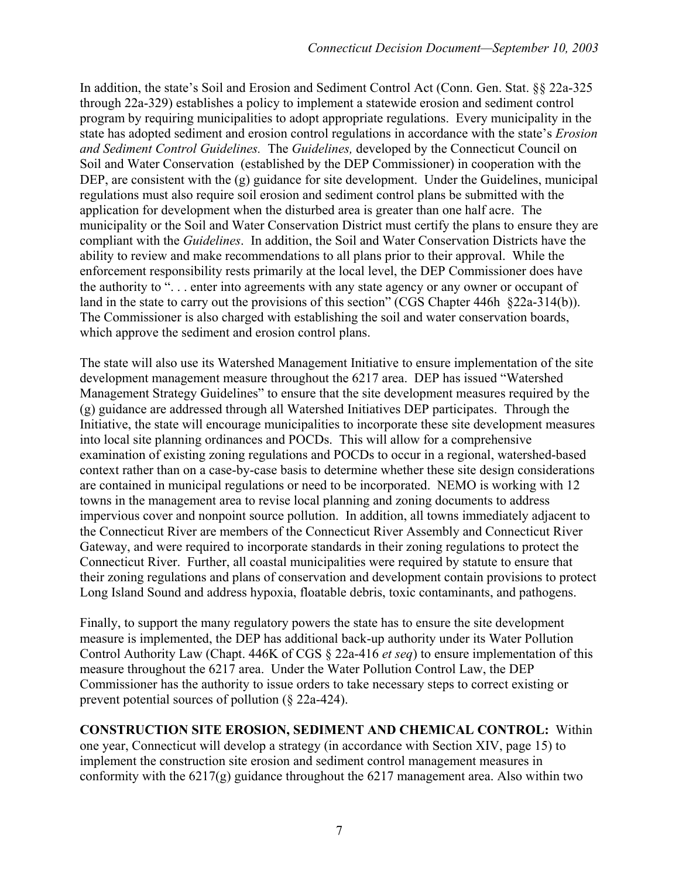In addition, the state's Soil and Erosion and Sediment Control Act (Conn. Gen. Stat. §§ 22a-325 through 22a-329) establishes a policy to implement a statewide erosion and sediment control program by requiring municipalities to adopt appropriate regulations. Every municipality in the state has adopted sediment and erosion control regulations in accordance with the state's *Erosion and Sediment Control Guidelines.* The *Guidelines,* developed by the Connecticut Council on Soil and Water Conservation (established by the DEP Commissioner) in cooperation with the DEP, are consistent with the (g) guidance for site development. Under the Guidelines, municipal regulations must also require soil erosion and sediment control plans be submitted with the application for development when the disturbed area is greater than one half acre. The municipality or the Soil and Water Conservation District must certify the plans to ensure they are compliant with the *Guidelines*. In addition, the Soil and Water Conservation Districts have the ability to review and make recommendations to all plans prior to their approval. While the enforcement responsibility rests primarily at the local level, the DEP Commissioner does have the authority to ". . . enter into agreements with any state agency or any owner or occupant of land in the state to carry out the provisions of this section" (CGS Chapter 446h §22a-314(b)). The Commissioner is also charged with establishing the soil and water conservation boards, which approve the sediment and erosion control plans.

The state will also use its Watershed Management Initiative to ensure implementation of the site development management measure throughout the 6217 area. DEP has issued "Watershed Management Strategy Guidelines" to ensure that the site development measures required by the (g) guidance are addressed through all Watershed Initiatives DEP participates. Through the Initiative, the state will encourage municipalities to incorporate these site development measures into local site planning ordinances and POCDs. This will allow for a comprehensive examination of existing zoning regulations and POCDs to occur in a regional, watershed-based context rather than on a case-by-case basis to determine whether these site design considerations are contained in municipal regulations or need to be incorporated. NEMO is working with 12 towns in the management area to revise local planning and zoning documents to address impervious cover and nonpoint source pollution. In addition, all towns immediately adjacent to the Connecticut River are members of the Connecticut River Assembly and Connecticut River Gateway, and were required to incorporate standards in their zoning regulations to protect the Connecticut River. Further, all coastal municipalities were required by statute to ensure that their zoning regulations and plans of conservation and development contain provisions to protect Long Island Sound and address hypoxia, floatable debris, toxic contaminants, and pathogens.

Finally, to support the many regulatory powers the state has to ensure the site development measure is implemented, the DEP has additional back-up authority under its Water Pollution Control Authority Law (Chapt. 446K of CGS § 22a-416 *et seq*) to ensure implementation of this measure throughout the 6217 area. Under the Water Pollution Control Law, the DEP Commissioner has the authority to issue orders to take necessary steps to correct existing or prevent potential sources of pollution (§ 22a-424).

**CONSTRUCTION SITE EROSION, SEDIMENT AND CHEMICAL CONTROL:** Within one year, Connecticut will develop a strategy (in accordance with Section XIV, page 15) to implement the construction site erosion and sediment control management measures in conformity with the 6217(g) guidance throughout the 6217 management area. Also within two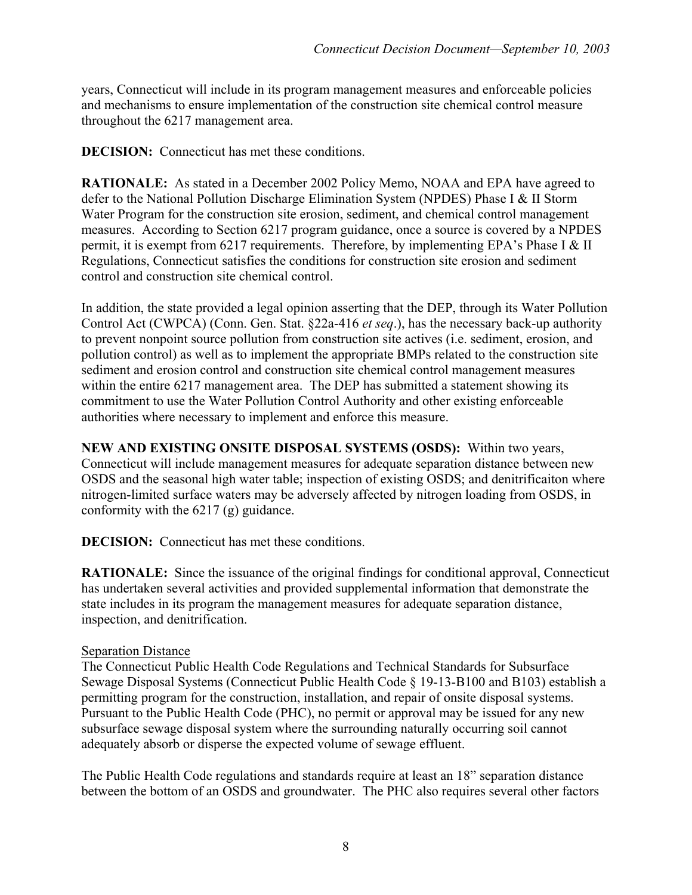years, Connecticut will include in its program management measures and enforceable policies and mechanisms to ensure implementation of the construction site chemical control measure throughout the 6217 management area.

**DECISION:** Connecticut has met these conditions.

**RATIONALE:** As stated in a December 2002 Policy Memo, NOAA and EPA have agreed to defer to the National Pollution Discharge Elimination System (NPDES) Phase I & II Storm Water Program for the construction site erosion, sediment, and chemical control management measures. According to Section 6217 program guidance, once a source is covered by a NPDES permit, it is exempt from 6217 requirements. Therefore, by implementing EPA's Phase I & II Regulations, Connecticut satisfies the conditions for construction site erosion and sediment control and construction site chemical control.

In addition, the state provided a legal opinion asserting that the DEP, through its Water Pollution Control Act (CWPCA) (Conn. Gen. Stat. §22a-416 *et seq*.), has the necessary back-up authority to prevent nonpoint source pollution from construction site actives (i.e. sediment, erosion, and pollution control) as well as to implement the appropriate BMPs related to the construction site sediment and erosion control and construction site chemical control management measures within the entire 6217 management area. The DEP has submitted a statement showing its commitment to use the Water Pollution Control Authority and other existing enforceable authorities where necessary to implement and enforce this measure.

**NEW AND EXISTING ONSITE DISPOSAL SYSTEMS (OSDS):** Within two years, Connecticut will include management measures for adequate separation distance between new OSDS and the seasonal high water table; inspection of existing OSDS; and denitrificaiton where nitrogen-limited surface waters may be adversely affected by nitrogen loading from OSDS, in conformity with the 6217 (g) guidance.

**DECISION:** Connecticut has met these conditions.

**RATIONALE:** Since the issuance of the original findings for conditional approval, Connecticut has undertaken several activities and provided supplemental information that demonstrate the state includes in its program the management measures for adequate separation distance, inspection, and denitrification.

<u>Separation Distance</u>

The Connecticut Public Health Code Regulations and Technical Standards for Subsurface Sewage Disposal Systems (Connecticut Public Health Code § 19-13-B100 and B103) establish a permitting program for the construction, installation, and repair of onsite disposal systems. Pursuant to the Public Health Code (PHC), no permit or approval may be issued for any new subsurface sewage disposal system where the surrounding naturally occurring soil cannot adequately absorb or disperse the expected volume of sewage effluent.

The Public Health Code regulations and standards require at least an 18" separation distance between the bottom of an OSDS and groundwater. The PHC also requires several other factors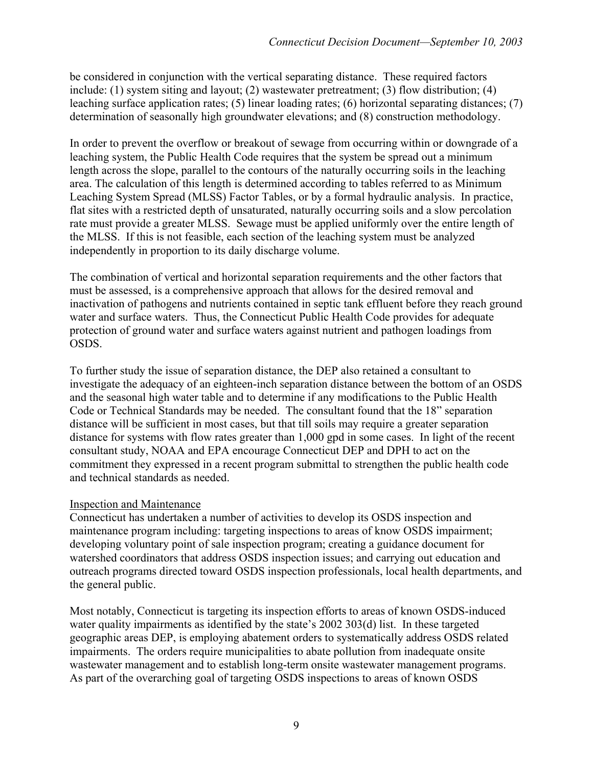be considered in conjunction with the vertical separating distance. These required factors include: (1) system siting and layout; (2) wastewater pretreatment; (3) flow distribution; (4) leaching surface application rates; (5) linear loading rates; (6) horizontal separating distances; (7) determination of seasonally high groundwater elevations; and (8) construction methodology.

In order to prevent the overflow or breakout of sewage from occurring within or downgrade of a leaching system, the Public Health Code requires that the system be spread out a minimum length across the slope, parallel to the contours of the naturally occurring soils in the leaching area. The calculation of this length is determined according to tables referred to as Minimum Leaching System Spread (MLSS) Factor Tables, or by a formal hydraulic analysis. In practice, flat sites with a restricted depth of unsaturated, naturally occurring soils and a slow percolation rate must provide a greater MLSS. Sewage must be applied uniformly over the entire length of the MLSS. If this is not feasible, each section of the leaching system must be analyzed independently in proportion to its daily discharge volume.

The combination of vertical and horizontal separation requirements and the other factors that must be assessed, is a comprehensive approach that allows for the desired removal and inactivation of pathogens and nutrients contained in septic tank effluent before they reach ground water and surface waters. Thus, the Connecticut Public Health Code provides for adequate protection of ground water and surface waters against nutrient and pathogen loadings from OSDS.

To further study the issue of separation distance, the DEP also retained a consultant to investigate the adequacy of an eighteen-inch separation distance between the bottom of an OSDS and the seasonal high water table and to determine if any modifications to the Public Health Code or Technical Standards may be needed. The consultant found that the 18" separation distance will be sufficient in most cases, but that till soils may require a greater separation distance for systems with flow rates greater than 1,000 gpd in some cases. In light of the recent consultant study, NOAA and EPA encourage Connecticut DEP and DPH to act on the commitment they expressed in a recent program submittal to strengthen the public health code and technical standards as needed.

Inspection and Maintenance

Connecticut has undertaken a number of activities to develop its OSDS inspection and maintenance program including: targeting inspections to areas of know OSDS impairment; developing voluntary point of sale inspection program; creating a guidance document for watershed coordinators that address OSDS inspection issues; and carrying out education and outreach programs directed toward OSDS inspection professionals, local health departments, and the general public.

Most notably, Connecticut is targeting its inspection efforts to areas of known OSDS-induced water quality impairments as identified by the state's 2002 303(d) list. In these targeted geographic areas DEP, is employing abatement orders to systematically address OSDS related impairments. The orders require municipalities to abate pollution from inadequate onsite wastewater management and to establish long-term onsite wastewater management programs. As part of the overarching goal of targeting OSDS inspections to areas of known OSDS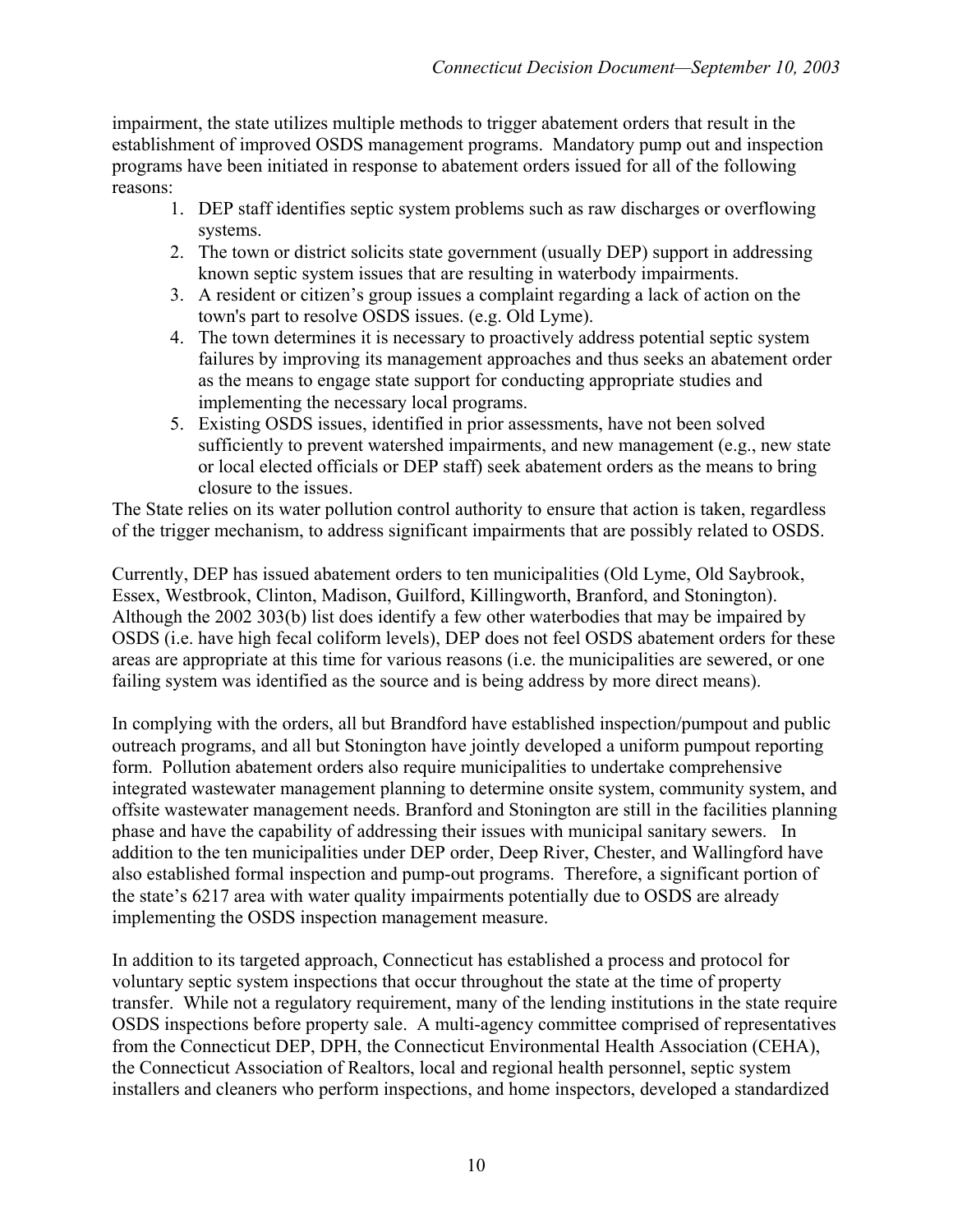impairment, the state utilizes multiple methods to trigger abatement orders that result in the establishment of improved OSDS management programs. Mandatory pump out and inspection programs have been initiated in response to abatement orders issued for all of the following reasons:

1. DEP staff identifies septic system problems such as raw discharges or overflowing systems.
2. The town or district solicits state government (usually DEP) support in addressing known septic system issues that are resulting in waterbody impairments.
3. A resident or citizen's group issues a complaint regarding a lack of action on the town's part to resolve OSDS issues. (e.g. Old Lyme).
4. The town determines it is necessary to proactively address potential septic system failures by improving its management approaches and thus seeks an abatement order as the means to engage state support for conducting appropriate studies and implementing the necessary local programs.
5. Existing OSDS issues, identified in prior assessments, have not been solved sufficiently to prevent watershed impairments, and new management (e.g., new state or local elected officials or DEP staff) seek abatement orders as the means to bring closure to the issues.

The State relies on its water pollution control authority to ensure that action is taken, regardless of the trigger mechanism, to address significant impairments that are possibly related to OSDS.

Currently, DEP has issued abatement orders to ten municipalities (Old Lyme, Old Saybrook, Essex, Westbrook, Clinton, Madison, Guilford, Killingworth, Branford, and Stonington). Although the 2002 303(b) list does identify a few other waterbodies that may be impaired by OSDS (i.e. have high fecal coliform levels), DEP does not feel OSDS abatement orders for these areas are appropriate at this time for various reasons (i.e. the municipalities are sewered, or one failing system was identified as the source and is being address by more direct means).

In complying with the orders, all but Brandford have established inspection/pumpout and public outreach programs, and all but Stonington have jointly developed a uniform pumpout reporting form. Pollution abatement orders also require municipalities to undertake comprehensive integrated wastewater management planning to determine onsite system, community system, and offsite wastewater management needs. Branford and Stonington are still in the facilities planning phase and have the capability of addressing their issues with municipal sanitary sewers. In addition to the ten municipalities under DEP order, Deep River, Chester, and Wallingford have also established formal inspection and pump-out programs. Therefore, a significant portion of the state's 6217 area with water quality impairments potentially due to OSDS are already implementing the OSDS inspection management measure.

In addition to its targeted approach, Connecticut has established a process and protocol for voluntary septic system inspections that occur throughout the state at the time of property transfer. While not a regulatory requirement, many of the lending institutions in the state require OSDS inspections before property sale. A multi-agency committee comprised of representatives from the Connecticut DEP, DPH, the Connecticut Environmental Health Association (CEHA), the Connecticut Association of Realtors, local and regional health personnel, septic system installers and cleaners who perform inspections, and home inspectors, developed a standardized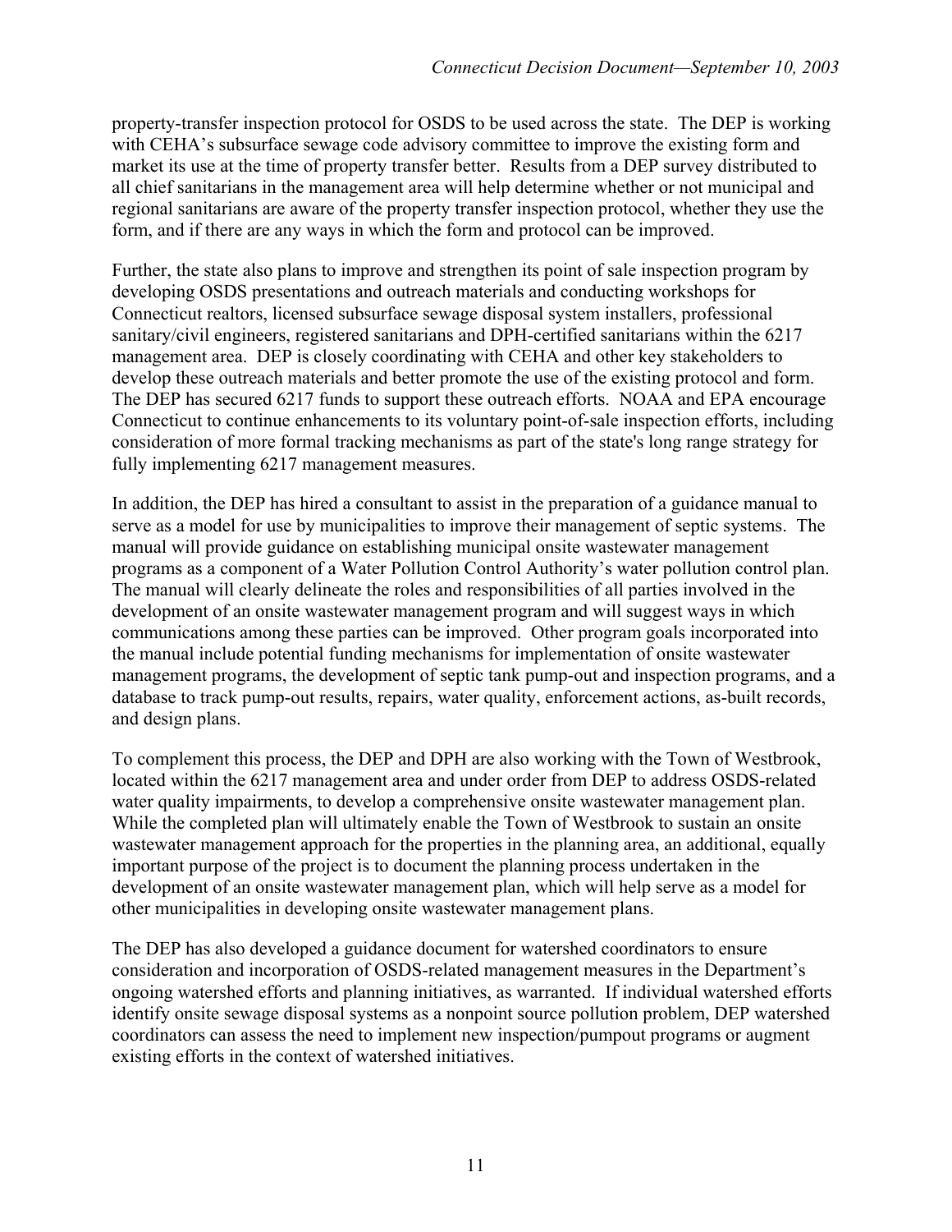property-transfer inspection protocol for OSDS to be used across the state. The DEP is working with CEHA's subsurface sewage code advisory committee to improve the existing form and market its use at the time of property transfer better. Results from a DEP survey distributed to all chief sanitarians in the management area will help determine whether or not municipal and regional sanitarians are aware of the property transfer inspection protocol, whether they use the form, and if there are any ways in which the form and protocol can be improved.

Further, the state also plans to improve and strengthen its point of sale inspection program by developing OSDS presentations and outreach materials and conducting workshops for Connecticut realtors, licensed subsurface sewage disposal system installers, professional sanitary/civil engineers, registered sanitarians and DPH-certified sanitarians within the 6217 management area. DEP is closely coordinating with CEHA and other key stakeholders to develop these outreach materials and better promote the use of the existing protocol and form. The DEP has secured 6217 funds to support these outreach efforts. NOAA and EPA encourage Connecticut to continue enhancements to its voluntary point-of-sale inspection efforts, including consideration of more formal tracking mechanisms as part of the state's long range strategy for fully implementing 6217 management measures.

In addition, the DEP has hired a consultant to assist in the preparation of a guidance manual to serve as a model for use by municipalities to improve their management of septic systems. The manual will provide guidance on establishing municipal onsite wastewater management programs as a component of a Water Pollution Control Authority's water pollution control plan. The manual will clearly delineate the roles and responsibilities of all parties involved in the development of an onsite wastewater management program and will suggest ways in which communications among these parties can be improved. Other program goals incorporated into the manual include potential funding mechanisms for implementation of onsite wastewater management programs, the development of septic tank pump-out and inspection programs, and a database to track pump-out results, repairs, water quality, enforcement actions, as-built records, and design plans.

To complement this process, the DEP and DPH are also working with the Town of Westbrook, located within the 6217 management area and under order from DEP to address OSDS-related water quality impairments, to develop a comprehensive onsite wastewater management plan. While the completed plan will ultimately enable the Town of Westbrook to sustain an onsite wastewater management approach for the properties in the planning area, an additional, equally important purpose of the project is to document the planning process undertaken in the development of an onsite wastewater management plan, which will help serve as a model for other municipalities in developing onsite wastewater management plans.

The DEP has also developed a guidance document for watershed coordinators to ensure consideration and incorporation of OSDS-related management measures in the Department's ongoing watershed efforts and planning initiatives, as warranted. If individual watershed efforts identify onsite sewage disposal systems as a nonpoint source pollution problem, DEP watershed coordinators can assess the need to implement new inspection/pumpout programs or augment existing efforts in the context of watershed initiatives.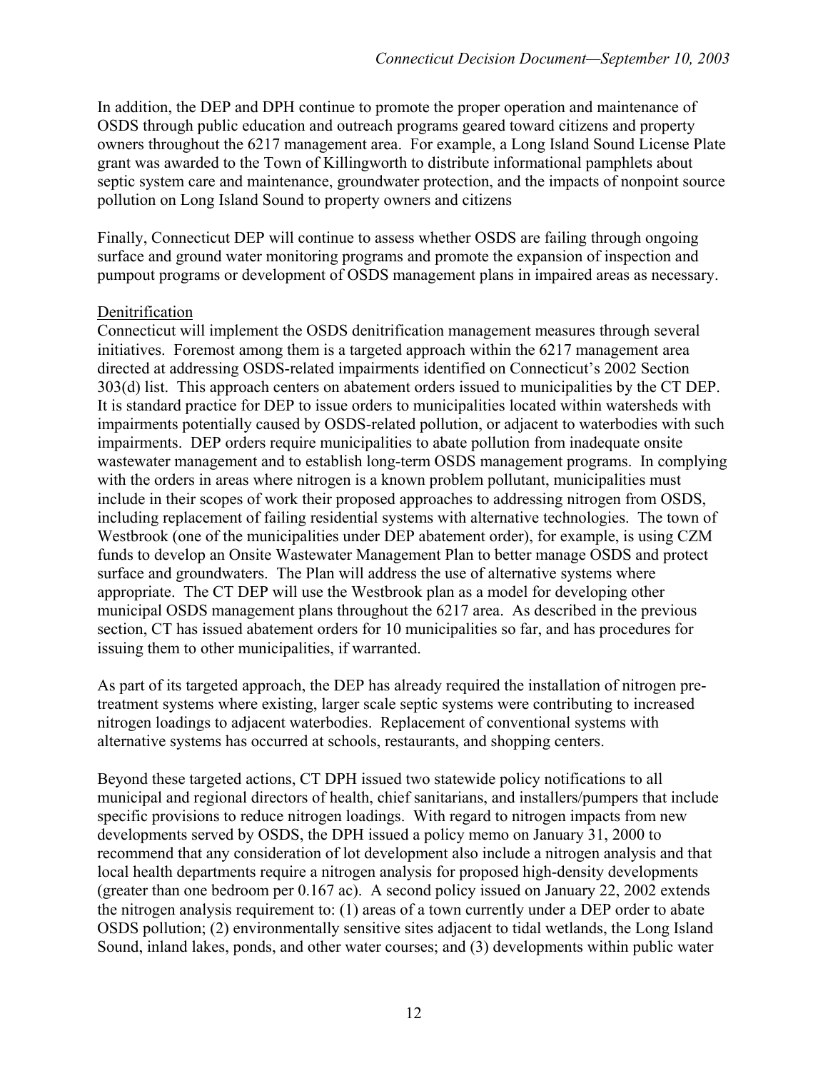In addition, the DEP and DPH continue to promote the proper operation and maintenance of OSDS through public education and outreach programs geared toward citizens and property owners throughout the 6217 management area. For example, a Long Island Sound License Plate grant was awarded to the Town of Killingworth to distribute informational pamphlets about septic system care and maintenance, groundwater protection, and the impacts of nonpoint source pollution on Long Island Sound to property owners and citizens

Finally, Connecticut DEP will continue to assess whether OSDS are failing through ongoing surface and ground water monitoring programs and promote the expansion of inspection and pumpout programs or development of OSDS management plans in impaired areas as necessary.

Denitrification

Connecticut will implement the OSDS denitrification management measures through several initiatives. Foremost among them is a targeted approach within the 6217 management area directed at addressing OSDS-related impairments identified on Connecticut's 2002 Section 303(d) list. This approach centers on abatement orders issued to municipalities by the CT DEP. It is standard practice for DEP to issue orders to municipalities located within watersheds with impairments potentially caused by OSDS-related pollution, or adjacent to waterbodies with such impairments. DEP orders require municipalities to abate pollution from inadequate onsite wastewater management and to establish long-term OSDS management programs. In complying with the orders in areas where nitrogen is a known problem pollutant, municipalities must include in their scopes of work their proposed approaches to addressing nitrogen from OSDS, including replacement of failing residential systems with alternative technologies. The town of Westbrook (one of the municipalities under DEP abatement order), for example, is using CZM funds to develop an Onsite Wastewater Management Plan to better manage OSDS and protect surface and groundwaters. The Plan will address the use of alternative systems where appropriate. The CT DEP will use the Westbrook plan as a model for developing other municipal OSDS management plans throughout the 6217 area. As described in the previous section, CT has issued abatement orders for 10 municipalities so far, and has procedures for issuing them to other municipalities, if warranted.

As part of its targeted approach, the DEP has already required the installation of nitrogen pre-treatment systems where existing, larger scale septic systems were contributing to increased nitrogen loadings to adjacent waterbodies. Replacement of conventional systems with alternative systems has occurred at schools, restaurants, and shopping centers.

Beyond these targeted actions, CT DPH issued two statewide policy notifications to all municipal and regional directors of health, chief sanitarians, and installers/pumpers that include specific provisions to reduce nitrogen loadings. With regard to nitrogen impacts from new developments served by OSDS, the DPH issued a policy memo on January 31, 2000 to recommend that any consideration of lot development also include a nitrogen analysis and that local health departments require a nitrogen analysis for proposed high-density developments (greater than one bedroom per 0.167 ac). A second policy issued on January 22, 2002 extends the nitrogen analysis requirement to: (1) areas of a town currently under a DEP order to abate OSDS pollution; (2) environmentally sensitive sites adjacent to tidal wetlands, the Long Island Sound, inland lakes, ponds, and other water courses; and (3) developments within public water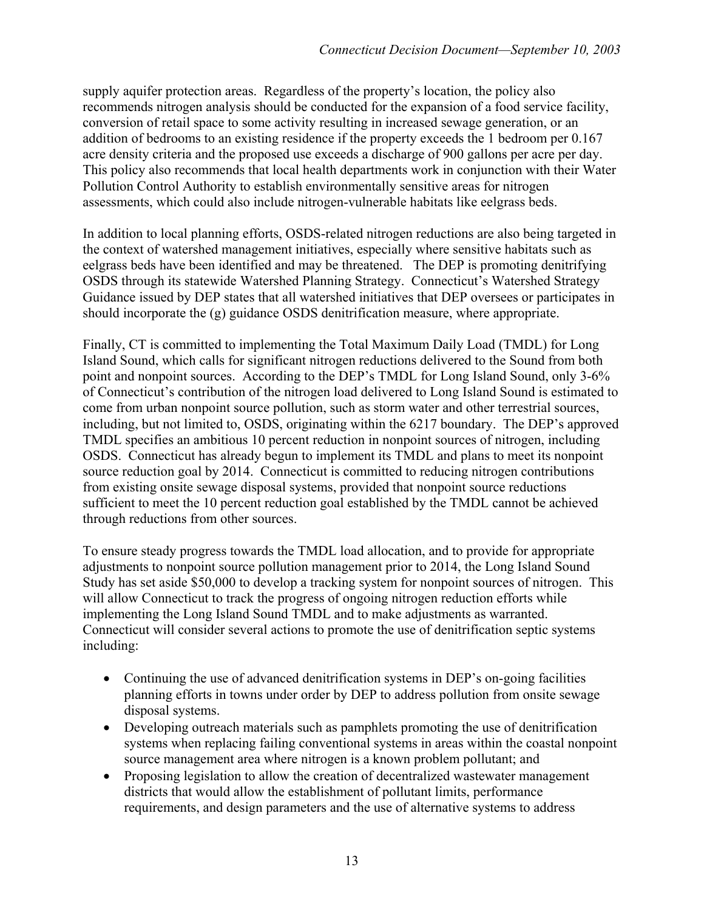supply aquifer protection areas. Regardless of the property's location, the policy also recommends nitrogen analysis should be conducted for the expansion of a food service facility, conversion of retail space to some activity resulting in increased sewage generation, or an addition of bedrooms to an existing residence if the property exceeds the 1 bedroom per 0.167 acre density criteria and the proposed use exceeds a discharge of 900 gallons per acre per day. This policy also recommends that local health departments work in conjunction with their Water Pollution Control Authority to establish environmentally sensitive areas for nitrogen assessments, which could also include nitrogen-vulnerable habitats like eelgrass beds.

In addition to local planning efforts, OSDS-related nitrogen reductions are also being targeted in the context of watershed management initiatives, especially where sensitive habitats such as eelgrass beds have been identified and may be threatened. The DEP is promoting denitrifying OSDS through its statewide Watershed Planning Strategy. Connecticut's Watershed Strategy Guidance issued by DEP states that all watershed initiatives that DEP oversees or participates in should incorporate the (g) guidance OSDS denitrification measure, where appropriate.

Finally, CT is committed to implementing the Total Maximum Daily Load (TMDL) for Long Island Sound, which calls for significant nitrogen reductions delivered to the Sound from both point and nonpoint sources. According to the DEP's TMDL for Long Island Sound, only 3-6% of Connecticut's contribution of the nitrogen load delivered to Long Island Sound is estimated to come from urban nonpoint source pollution, such as storm water and other terrestrial sources, including, but not limited to, OSDS, originating within the 6217 boundary. The DEP's approved TMDL specifies an ambitious 10 percent reduction in nonpoint sources of nitrogen, including OSDS. Connecticut has already begun to implement its TMDL and plans to meet its nonpoint source reduction goal by 2014. Connecticut is committed to reducing nitrogen contributions from existing onsite sewage disposal systems, provided that nonpoint source reductions sufficient to meet the 10 percent reduction goal established by the TMDL cannot be achieved through reductions from other sources.

To ensure steady progress towards the TMDL load allocation, and to provide for appropriate adjustments to nonpoint source pollution management prior to 2014, the Long Island Sound Study has set aside $50,000 to develop a tracking system for nonpoint sources of nitrogen. This will allow Connecticut to track the progress of ongoing nitrogen reduction efforts while implementing the Long Island Sound TMDL and to make adjustments as warranted. Connecticut will consider several actions to promote the use of denitrification septic systems including:

- Continuing the use of advanced denitrification systems in DEP's on-going facilities planning efforts in towns under order by DEP to address pollution from onsite sewage disposal systems.
- Developing outreach materials such as pamphlets promoting the use of denitrification systems when replacing failing conventional systems in areas within the coastal nonpoint source management area where nitrogen is a known problem pollutant; and
- Proposing legislation to allow the creation of decentralized wastewater management districts that would allow the establishment of pollutant limits, performance requirements, and design parameters and the use of alternative systems to address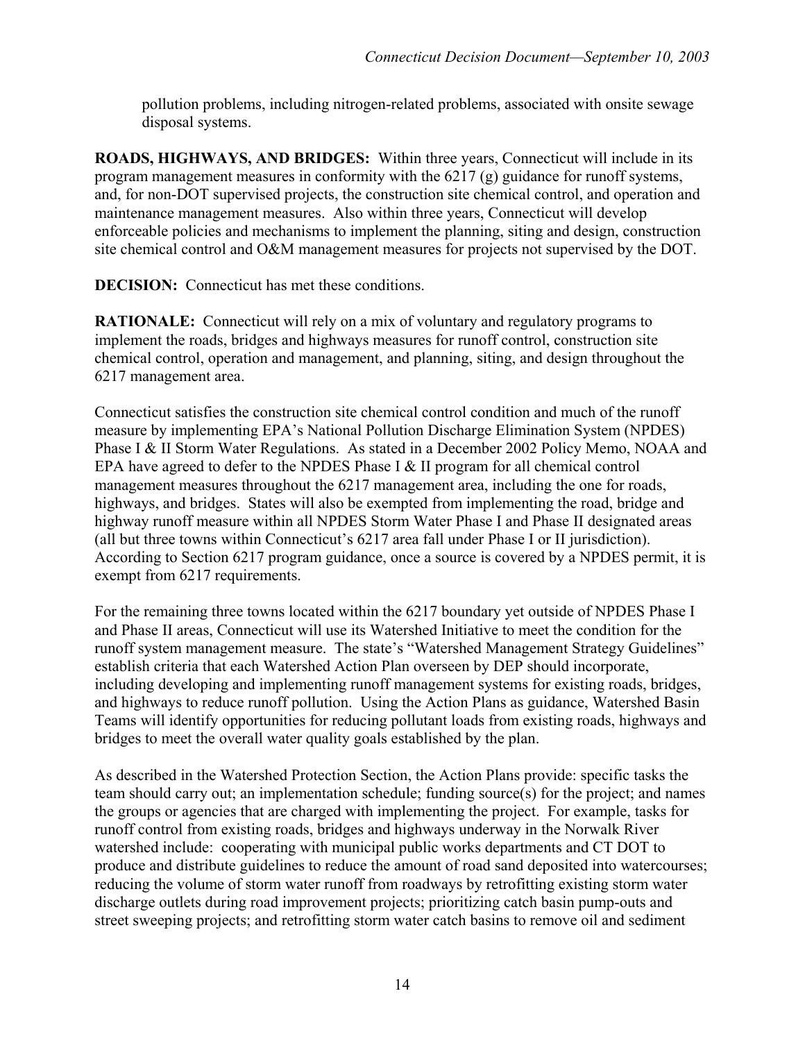pollution problems, including nitrogen-related problems, associated with onsite sewage disposal systems.

**ROADS, HIGHWAYS, AND BRIDGES:** Within three years, Connecticut will include in its program management measures in conformity with the 6217 (g) guidance for runoff systems, and, for non-DOT supervised projects, the construction site chemical control, and operation and maintenance management measures. Also within three years, Connecticut will develop enforceable policies and mechanisms to implement the planning, siting and design, construction site chemical control and O&M management measures for projects not supervised by the DOT.

**DECISION:** Connecticut has met these conditions.

**RATIONALE:** Connecticut will rely on a mix of voluntary and regulatory programs to implement the roads, bridges and highways measures for runoff control, construction site chemical control, operation and management, and planning, siting, and design throughout the 6217 management area.

Connecticut satisfies the construction site chemical control condition and much of the runoff measure by implementing EPA's National Pollution Discharge Elimination System (NPDES) Phase I & II Storm Water Regulations. As stated in a December 2002 Policy Memo, NOAA and EPA have agreed to defer to the NPDES Phase I & II program for all chemical control management measures throughout the 6217 management area, including the one for roads, highways, and bridges. States will also be exempted from implementing the road, bridge and highway runoff measure within all NPDES Storm Water Phase I and Phase II designated areas (all but three towns within Connecticut's 6217 area fall under Phase I or II jurisdiction). According to Section 6217 program guidance, once a source is covered by a NPDES permit, it is exempt from 6217 requirements.

For the remaining three towns located within the 6217 boundary yet outside of NPDES Phase I and Phase II areas, Connecticut will use its Watershed Initiative to meet the condition for the runoff system management measure. The state's "Watershed Management Strategy Guidelines" establish criteria that each Watershed Action Plan overseen by DEP should incorporate, including developing and implementing runoff management systems for existing roads, bridges, and highways to reduce runoff pollution. Using the Action Plans as guidance, Watershed Basin Teams will identify opportunities for reducing pollutant loads from existing roads, highways and bridges to meet the overall water quality goals established by the plan.

As described in the Watershed Protection Section, the Action Plans provide: specific tasks the team should carry out; an implementation schedule; funding source(s) for the project; and names the groups or agencies that are charged with implementing the project. For example, tasks for runoff control from existing roads, bridges and highways underway in the Norwalk River watershed include: cooperating with municipal public works departments and CT DOT to produce and distribute guidelines to reduce the amount of road sand deposited into watercourses; reducing the volume of storm water runoff from roadways by retrofitting existing storm water discharge outlets during road improvement projects; prioritizing catch basin pump-outs and street sweeping projects; and retrofitting storm water catch basins to remove oil and sediment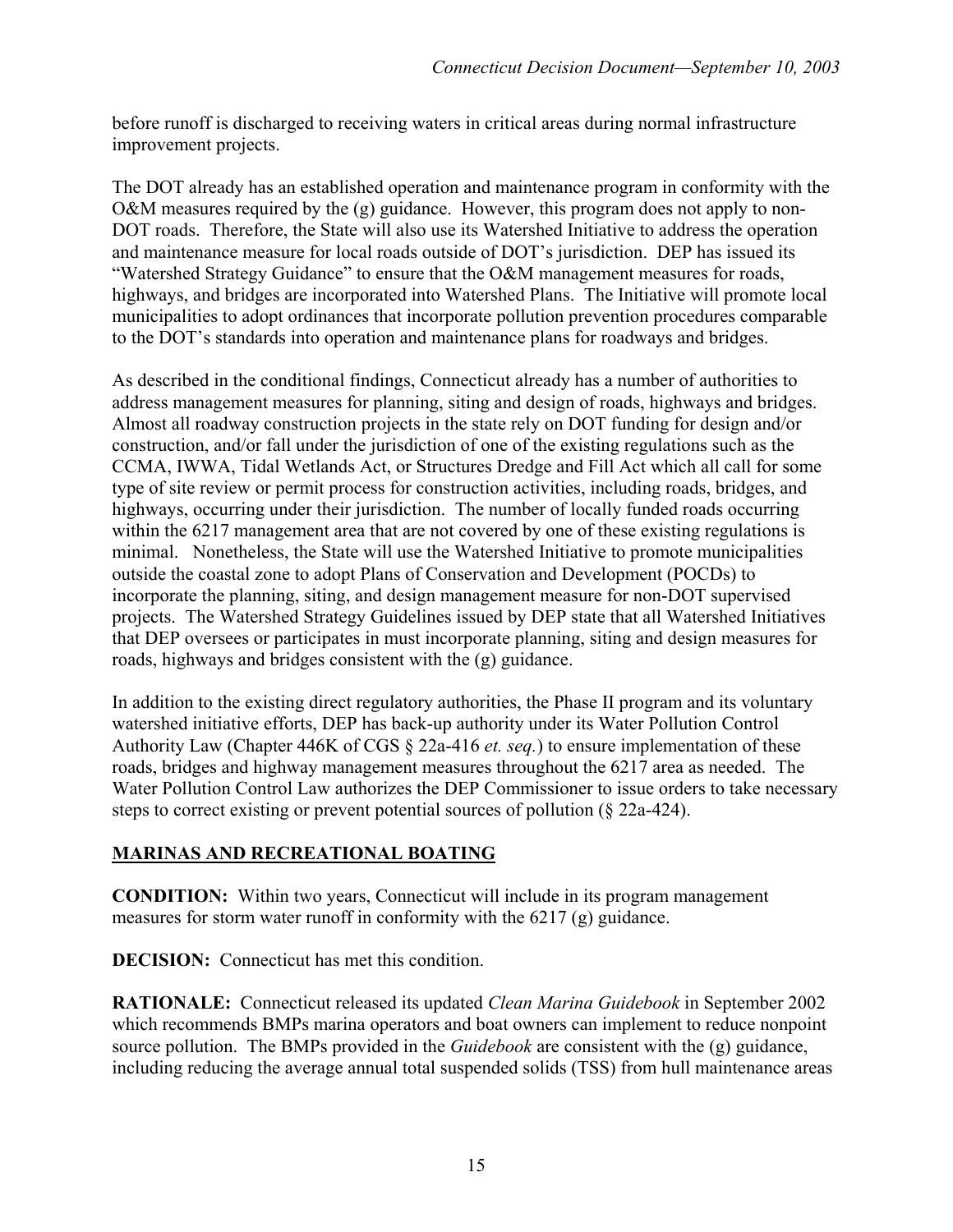before runoff is discharged to receiving waters in critical areas during normal infrastructure improvement projects.

The DOT already has an established operation and maintenance program in conformity with the O&M measures required by the (g) guidance. However, this program does not apply to non-DOT roads. Therefore, the State will also use its Watershed Initiative to address the operation and maintenance measure for local roads outside of DOT's jurisdiction. DEP has issued its "Watershed Strategy Guidance" to ensure that the O&M management measures for roads, highways, and bridges are incorporated into Watershed Plans. The Initiative will promote local municipalities to adopt ordinances that incorporate pollution prevention procedures comparable to the DOT's standards into operation and maintenance plans for roadways and bridges.

As described in the conditional findings, Connecticut already has a number of authorities to address management measures for planning, siting and design of roads, highways and bridges. Almost all roadway construction projects in the state rely on DOT funding for design and/or construction, and/or fall under the jurisdiction of one of the existing regulations such as the CCMA, IWWA, Tidal Wetlands Act, or Structures Dredge and Fill Act which all call for some type of site review or permit process for construction activities, including roads, bridges, and highways, occurring under their jurisdiction. The number of locally funded roads occurring within the 6217 management area that are not covered by one of these existing regulations is minimal. Nonetheless, the State will use the Watershed Initiative to promote municipalities outside the coastal zone to adopt Plans of Conservation and Development (POCDs) to incorporate the planning, siting, and design management measure for non-DOT supervised projects. The Watershed Strategy Guidelines issued by DEP state that all Watershed Initiatives that DEP oversees or participates in must incorporate planning, siting and design measures for roads, highways and bridges consistent with the (g) guidance.

In addition to the existing direct regulatory authorities, the Phase II program and its voluntary watershed initiative efforts, DEP has back-up authority under its Water Pollution Control Authority Law (Chapter 446K of CGS § 22a-416 *et. seq.*) to ensure implementation of these roads, bridges and highway management measures throughout the 6217 area as needed. The Water Pollution Control Law authorizes the DEP Commissioner to issue orders to take necessary steps to correct existing or prevent potential sources of pollution (§ 22a-424).

## MARINAS AND RECREATIONAL BOATING

**CONDITION:** Within two years, Connecticut will include in its program management measures for storm water runoff in conformity with the 6217 (g) guidance.

**DECISION:** Connecticut has met this condition.

**RATIONALE:** Connecticut released its updated *Clean Marina Guidebook* in September 2002 which recommends BMPs marina operators and boat owners can implement to reduce nonpoint source pollution. The BMPs provided in the *Guidebook* are consistent with the (g) guidance, including reducing the average annual total suspended solids (TSS) from hull maintenance areas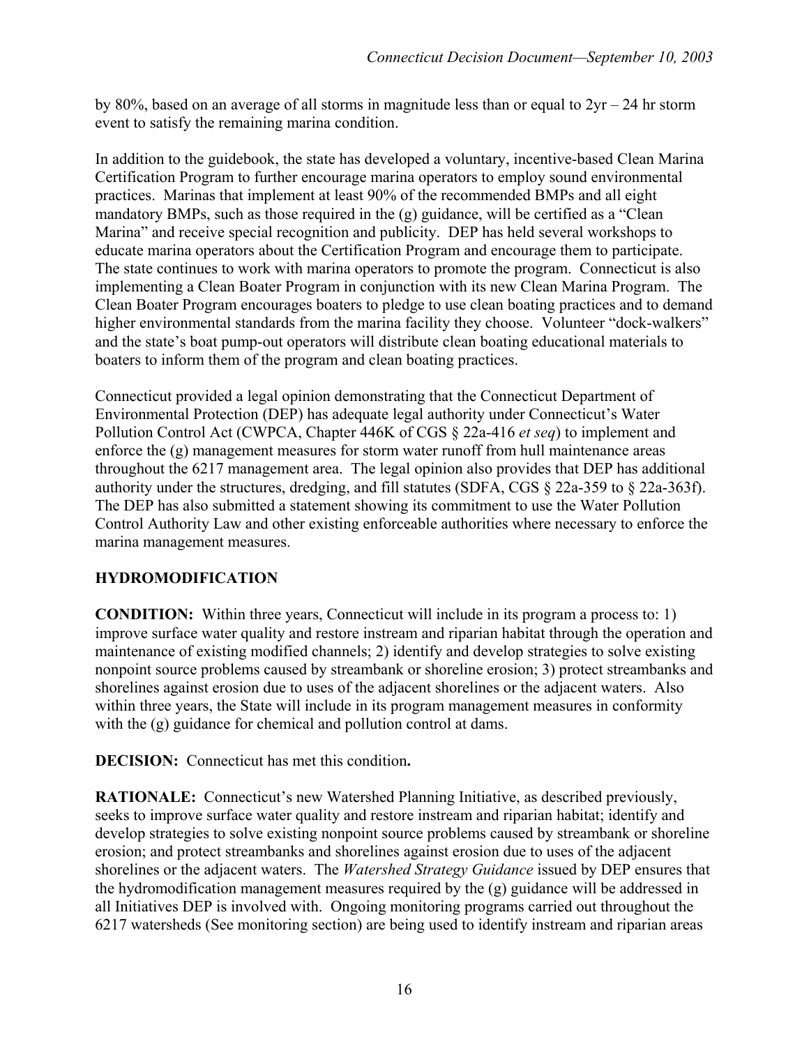by 80%, based on an average of all storms in magnitude less than or equal to 2yr – 24 hr storm event to satisfy the remaining marina condition.

In addition to the guidebook, the state has developed a voluntary, incentive-based Clean Marina Certification Program to further encourage marina operators to employ sound environmental practices. Marinas that implement at least 90% of the recommended BMPs and all eight mandatory BMPs, such as those required in the (g) guidance, will be certified as a "Clean Marina" and receive special recognition and publicity. DEP has held several workshops to educate marina operators about the Certification Program and encourage them to participate. The state continues to work with marina operators to promote the program. Connecticut is also implementing a Clean Boater Program in conjunction with its new Clean Marina Program. The Clean Boater Program encourages boaters to pledge to use clean boating practices and to demand higher environmental standards from the marina facility they choose. Volunteer "dock-walkers" and the state's boat pump-out operators will distribute clean boating educational materials to boaters to inform them of the program and clean boating practices.

Connecticut provided a legal opinion demonstrating that the Connecticut Department of Environmental Protection (DEP) has adequate legal authority under Connecticut's Water Pollution Control Act (CWPCA, Chapter 446K of CGS § 22a-416 *et seq*) to implement and enforce the (g) management measures for storm water runoff from hull maintenance areas throughout the 6217 management area. The legal opinion also provides that DEP has additional authority under the structures, dredging, and fill statutes (SDFA, CGS § 22a-359 to § 22a-363f). The DEP has also submitted a statement showing its commitment to use the Water Pollution Control Authority Law and other existing enforceable authorities where necessary to enforce the marina management measures.

## HYDROMODIFICATION

**CONDITION:** Within three years, Connecticut will include in its program a process to: 1) improve surface water quality and restore instream and riparian habitat through the operation and maintenance of existing modified channels; 2) identify and develop strategies to solve existing nonpoint source problems caused by streambank or shoreline erosion; 3) protect streambanks and shorelines against erosion due to uses of the adjacent shorelines or the adjacent waters. Also within three years, the State will include in its program management measures in conformity with the (g) guidance for chemical and pollution control at dams.

**DECISION:** Connecticut has met this condition**.**

**RATIONALE:** Connecticut's new Watershed Planning Initiative, as described previously, seeks to improve surface water quality and restore instream and riparian habitat; identify and develop strategies to solve existing nonpoint source problems caused by streambank or shoreline erosion; and protect streambanks and shorelines against erosion due to uses of the adjacent shorelines or the adjacent waters. The *Watershed Strategy Guidance* issued by DEP ensures that the hydromodification management measures required by the (g) guidance will be addressed in all Initiatives DEP is involved with. Ongoing monitoring programs carried out throughout the 6217 watersheds (See monitoring section) are being used to identify instream and riparian areas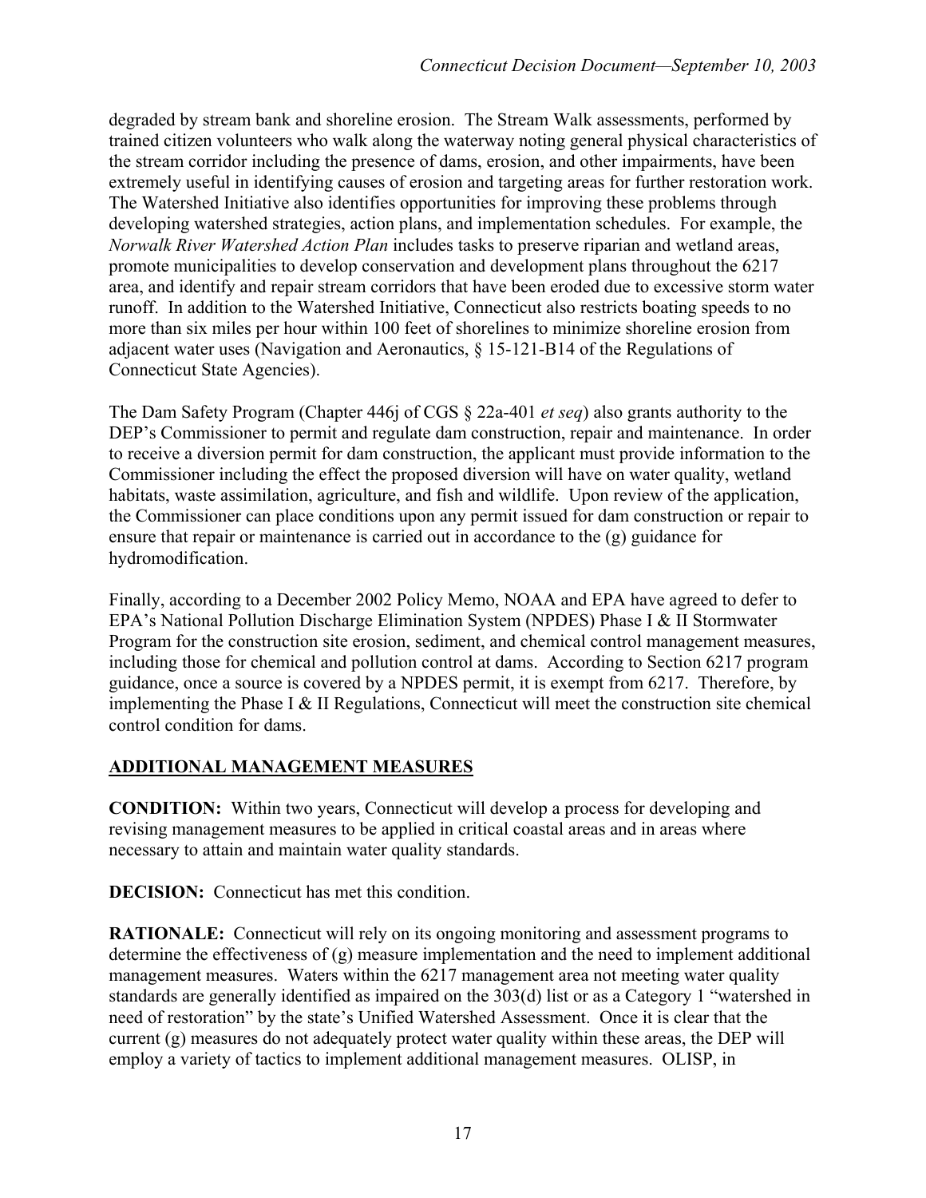degraded by stream bank and shoreline erosion. The Stream Walk assessments, performed by trained citizen volunteers who walk along the waterway noting general physical characteristics of the stream corridor including the presence of dams, erosion, and other impairments, have been extremely useful in identifying causes of erosion and targeting areas for further restoration work. The Watershed Initiative also identifies opportunities for improving these problems through developing watershed strategies, action plans, and implementation schedules. For example, the *Norwalk River Watershed Action Plan* includes tasks to preserve riparian and wetland areas, promote municipalities to develop conservation and development plans throughout the 6217 area, and identify and repair stream corridors that have been eroded due to excessive storm water runoff. In addition to the Watershed Initiative, Connecticut also restricts boating speeds to no more than six miles per hour within 100 feet of shorelines to minimize shoreline erosion from adjacent water uses (Navigation and Aeronautics, § 15-121-B14 of the Regulations of Connecticut State Agencies).

The Dam Safety Program (Chapter 446j of CGS § 22a-401 *et seq*) also grants authority to the DEP's Commissioner to permit and regulate dam construction, repair and maintenance. In order to receive a diversion permit for dam construction, the applicant must provide information to the Commissioner including the effect the proposed diversion will have on water quality, wetland habitats, waste assimilation, agriculture, and fish and wildlife. Upon review of the application, the Commissioner can place conditions upon any permit issued for dam construction or repair to ensure that repair or maintenance is carried out in accordance to the (g) guidance for hydromodification.

Finally, according to a December 2002 Policy Memo, NOAA and EPA have agreed to defer to EPA's National Pollution Discharge Elimination System (NPDES) Phase I & II Stormwater Program for the construction site erosion, sediment, and chemical control management measures, including those for chemical and pollution control at dams. According to Section 6217 program guidance, once a source is covered by a NPDES permit, it is exempt from 6217. Therefore, by implementing the Phase I & II Regulations, Connecticut will meet the construction site chemical control condition for dams.

## ADDITIONAL MANAGEMENT MEASURES

**CONDITION:** Within two years, Connecticut will develop a process for developing and revising management measures to be applied in critical coastal areas and in areas where necessary to attain and maintain water quality standards.

**DECISION:** Connecticut has met this condition.

**RATIONALE:** Connecticut will rely on its ongoing monitoring and assessment programs to determine the effectiveness of (g) measure implementation and the need to implement additional management measures. Waters within the 6217 management area not meeting water quality standards are generally identified as impaired on the 303(d) list or as a Category 1 "watershed in need of restoration" by the state's Unified Watershed Assessment. Once it is clear that the current (g) measures do not adequately protect water quality within these areas, the DEP will employ a variety of tactics to implement additional management measures. OLISP, in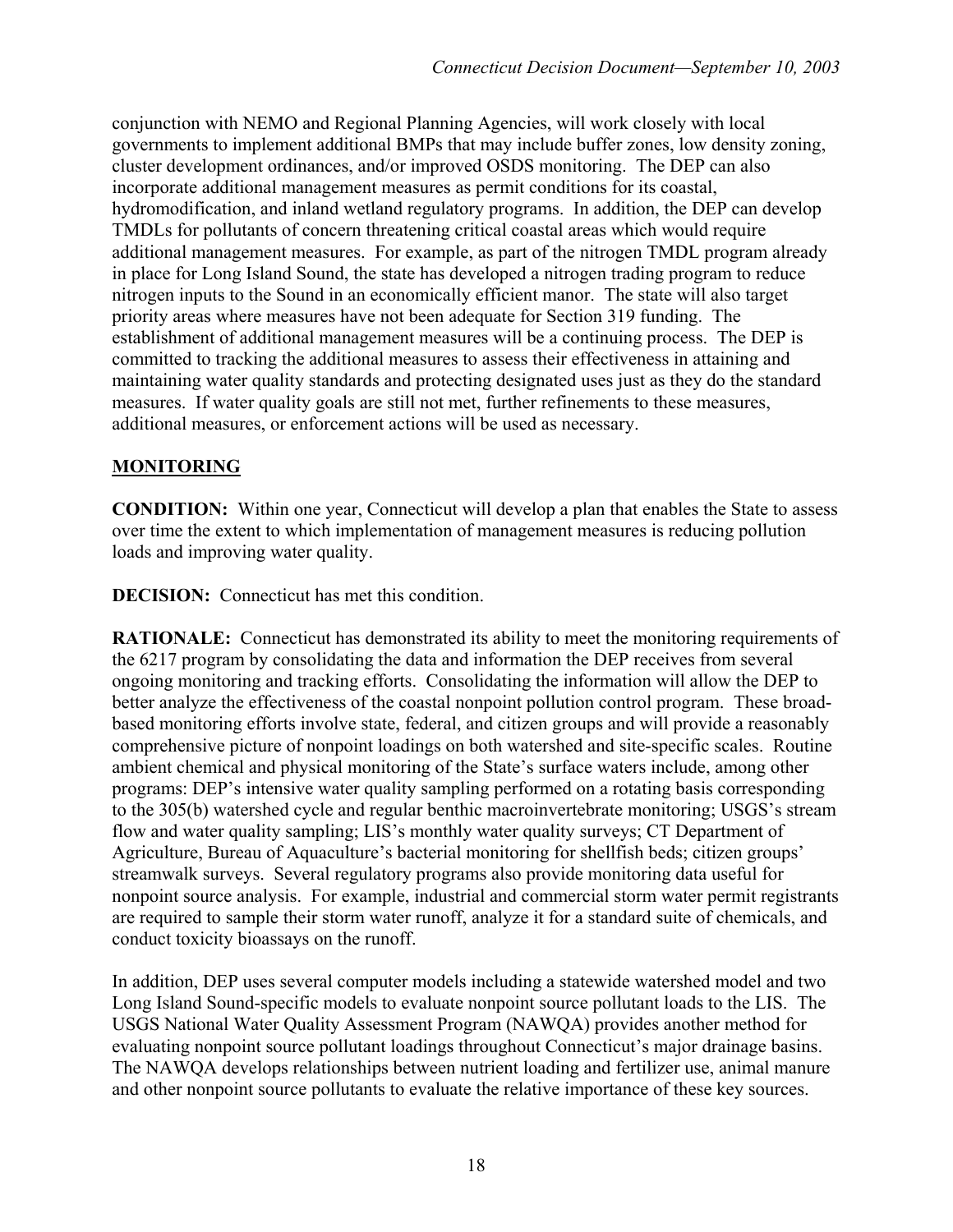conjunction with NEMO and Regional Planning Agencies, will work closely with local governments to implement additional BMPs that may include buffer zones, low density zoning, cluster development ordinances, and/or improved OSDS monitoring. The DEP can also incorporate additional management measures as permit conditions for its coastal, hydromodification, and inland wetland regulatory programs. In addition, the DEP can develop TMDLs for pollutants of concern threatening critical coastal areas which would require additional management measures. For example, as part of the nitrogen TMDL program already in place for Long Island Sound, the state has developed a nitrogen trading program to reduce nitrogen inputs to the Sound in an economically efficient manor. The state will also target priority areas where measures have not been adequate for Section 319 funding. The establishment of additional management measures will be a continuing process. The DEP is committed to tracking the additional measures to assess their effectiveness in attaining and maintaining water quality standards and protecting designated uses just as they do the standard measures. If water quality goals are still not met, further refinements to these measures, additional measures, or enforcement actions will be used as necessary.

## MONITORING

**CONDITION:** Within one year, Connecticut will develop a plan that enables the State to assess over time the extent to which implementation of management measures is reducing pollution loads and improving water quality.

**DECISION:** Connecticut has met this condition.

**RATIONALE:** Connecticut has demonstrated its ability to meet the monitoring requirements of the 6217 program by consolidating the data and information the DEP receives from several ongoing monitoring and tracking efforts. Consolidating the information will allow the DEP to better analyze the effectiveness of the coastal nonpoint pollution control program. These broad-based monitoring efforts involve state, federal, and citizen groups and will provide a reasonably comprehensive picture of nonpoint loadings on both watershed and site-specific scales. Routine ambient chemical and physical monitoring of the State's surface waters include, among other programs: DEP's intensive water quality sampling performed on a rotating basis corresponding to the 305(b) watershed cycle and regular benthic macroinvertebrate monitoring; USGS's stream flow and water quality sampling; LIS's monthly water quality surveys; CT Department of Agriculture, Bureau of Aquaculture's bacterial monitoring for shellfish beds; citizen groups' streamwalk surveys. Several regulatory programs also provide monitoring data useful for nonpoint source analysis. For example, industrial and commercial storm water permit registrants are required to sample their storm water runoff, analyze it for a standard suite of chemicals, and conduct toxicity bioassays on the runoff.

In addition, DEP uses several computer models including a statewide watershed model and two Long Island Sound-specific models to evaluate nonpoint source pollutant loads to the LIS. The USGS National Water Quality Assessment Program (NAWQA) provides another method for evaluating nonpoint source pollutant loadings throughout Connecticut's major drainage basins. The NAWQA develops relationships between nutrient loading and fertilizer use, animal manure and other nonpoint source pollutants to evaluate the relative importance of these key sources.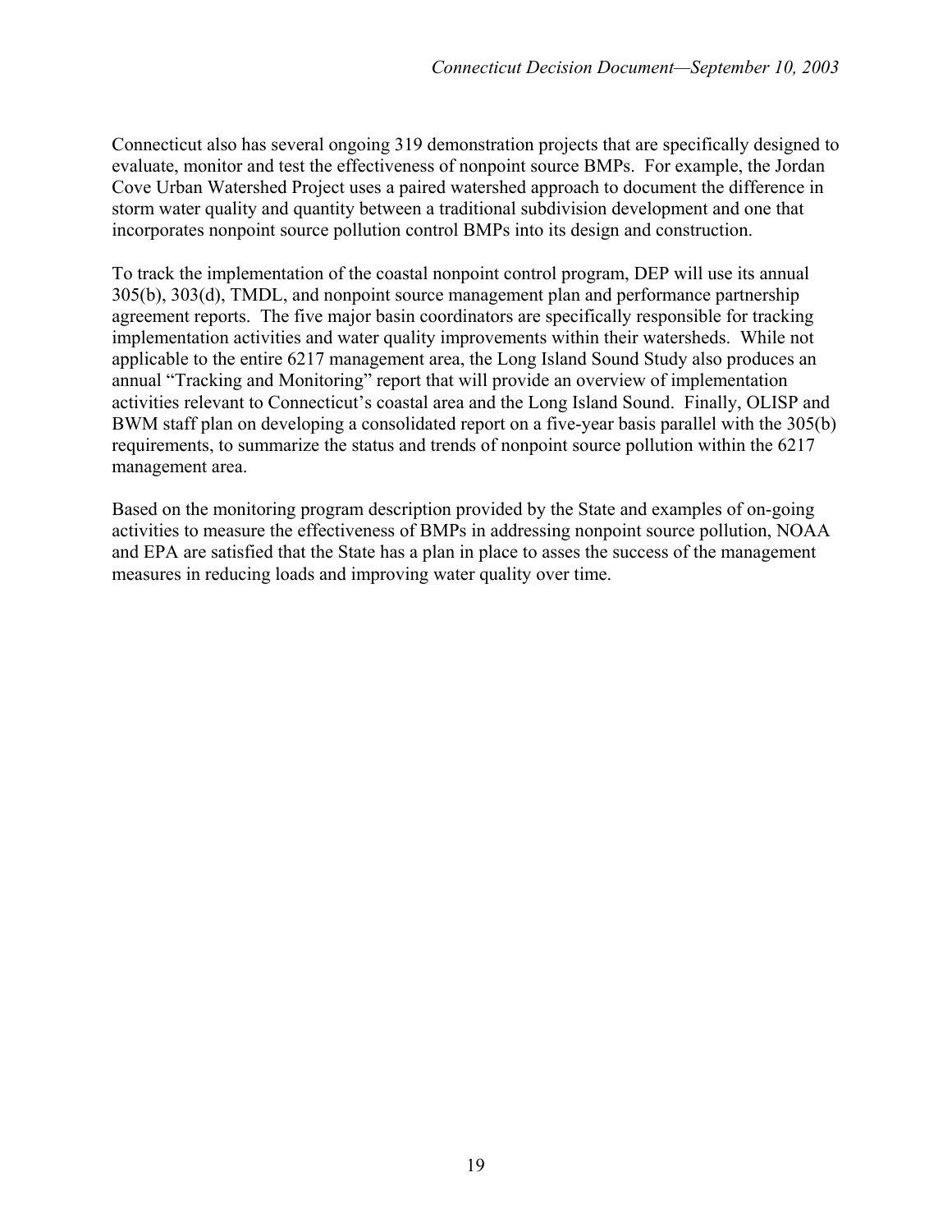Connecticut also has several ongoing 319 demonstration projects that are specifically designed to evaluate, monitor and test the effectiveness of nonpoint source BMPs. For example, the Jordan Cove Urban Watershed Project uses a paired watershed approach to document the difference in storm water quality and quantity between a traditional subdivision development and one that incorporates nonpoint source pollution control BMPs into its design and construction.

To track the implementation of the coastal nonpoint control program, DEP will use its annual 305(b), 303(d), TMDL, and nonpoint source management plan and performance partnership agreement reports. The five major basin coordinators are specifically responsible for tracking implementation activities and water quality improvements within their watersheds. While not applicable to the entire 6217 management area, the Long Island Sound Study also produces an annual "Tracking and Monitoring" report that will provide an overview of implementation activities relevant to Connecticut's coastal area and the Long Island Sound. Finally, OLISP and BWM staff plan on developing a consolidated report on a five-year basis parallel with the 305(b) requirements, to summarize the status and trends of nonpoint source pollution within the 6217 management area.

Based on the monitoring program description provided by the State and examples of on-going activities to measure the effectiveness of BMPs in addressing nonpoint source pollution, NOAA and EPA are satisfied that the State has a plan in place to asses the success of the management measures in reducing loads and improving water quality over time.